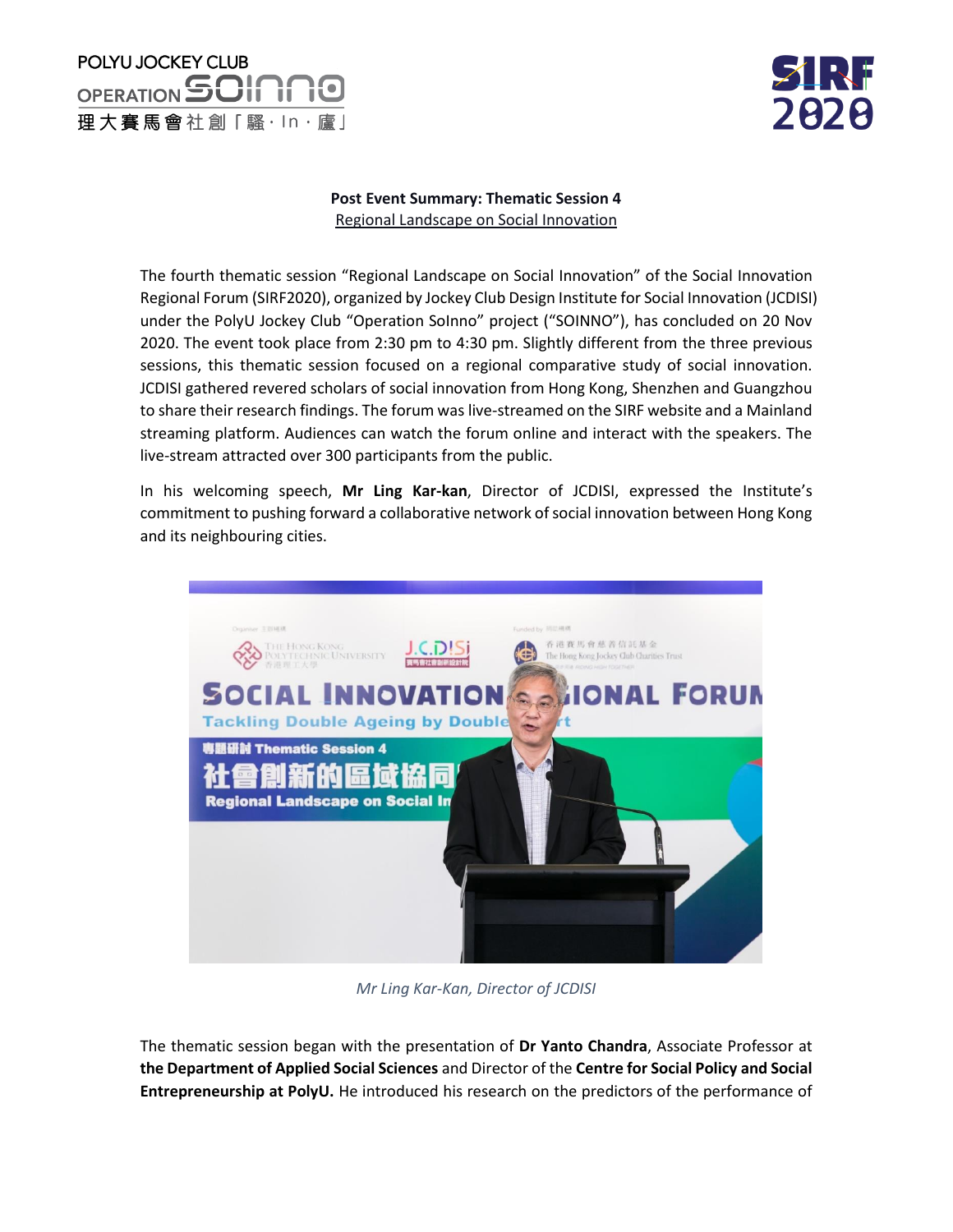**Post Event Summary: Thematic Session 4**

Regional Landscape on Social Innovation

The fourth thematic session "Regional Landscape on Social Innovation" of the Social Innovation Regional Forum (SIRF2020), organized by Jockey Club Design Institute for Social Innovation (JCDISI) under the PolyU Jockey Club "Operation SoInno" project ("SOINNO"), has concluded on 20 Nov 2020. The event took place from 2:30 pm to 4:30 pm. Slightly different from the three previous sessions, this thematic session focused on a regional comparative study of social innovation. JCDISI gathered revered scholars of social innovation from Hong Kong, Shenzhen and Guangzhou to share their research findings. The forum was live-streamed on the SIRF website and a Mainland streaming platform. Audiences can watch the forum online and interact with the speakers. The live-stream attracted over 300 participants from the public.

In his welcoming speech, **Mr Ling Kar-kan**, Director of JCDISI, expressed the Institute's commitment to pushing forward a collaborative network of social innovation between Hong Kong and its neighbouring cities.

*Mr Ling Kar-Kan, Director of JCDISI*

The thematic session began with the presentation of **Dr Yanto Chandra**, Associate Professor at **the Department of Applied Social Sciences** and Director of the **Centre for Social Policy and Social Entrepreneurship at PolyU.** He introduced his research on the predictors of the performance of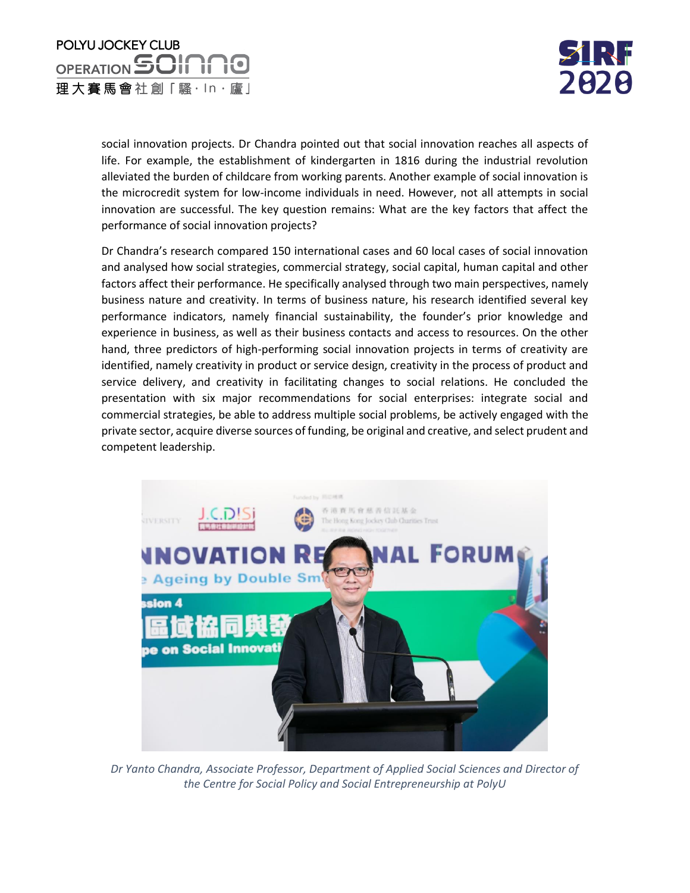social innovation projects. Dr Chandra pointed out that social innovation reaches all aspects of life. For example, the establishment of kindergarten in 1816 during the industrial revolution alleviated the burden of childcare from working parents. Another example of social innovation is the microcredit system for low-income individuals in need. However, not all attempts in social innovation are successful. The key question remains: What are the key factors that affect the performance of social innovation projects?

Dr Chandra's research compared 150 international cases and 60 local cases of social innovation and analysed how social strategies, commercial strategy, social capital, human capital and other factors affect their performance. He specifically analysed through two main perspectives, namely business nature and creativity. In terms of business nature, his research identified several key performance indicators, namely financial sustainability, the founder's prior knowledge and experience in business, as well as their business contacts and access to resources. On the other hand, three predictors of high-performing social innovation projects in terms of creativity are identified, namely creativity in product or service design, creativity in the process of product and service delivery, and creativity in facilitating changes to social relations. He concluded the presentation with six major recommendations for social enterprises: integrate social and commercial strategies, be able to address multiple social problems, be actively engaged with the private sector, acquire diverse sources of funding, be original and creative, and select prudent and competent leadership.

*Dr Yanto Chandra, Associate Professor, Department of Applied Social Sciences and Director of the Centre for Social Policy and Social Entrepreneurship at PolyU*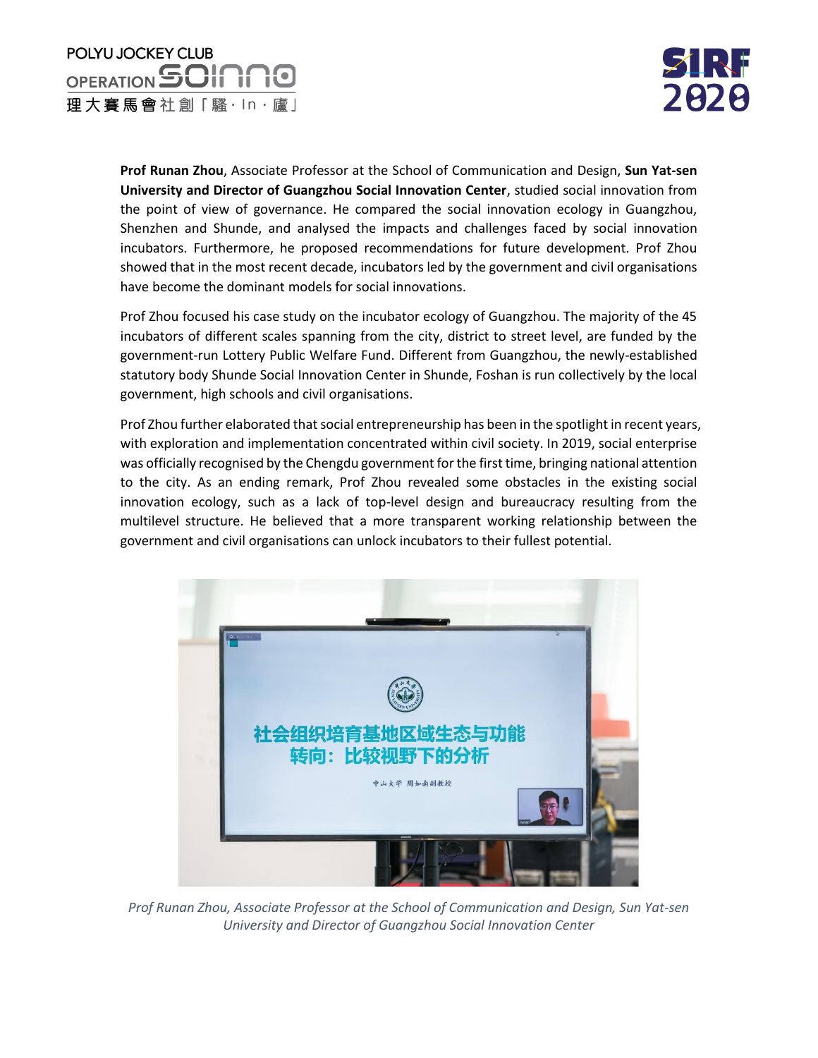**Prof Runan Zhou**, Associate Professor at the School of Communication and Design, **Sun Yat-sen University and Director of Guangzhou Social Innovation Center**, studied social innovation from the point of view of governance. He compared the social innovation ecology in Guangzhou, Shenzhen and Shunde, and analysed the impacts and challenges faced by social innovation incubators. Furthermore, he proposed recommendations for future development. Prof Zhou showed that in the most recent decade, incubators led by the government and civil organisations have become the dominant models for social innovations.

Prof Zhou focused his case study on the incubator ecology of Guangzhou. The majority of the 45 incubators of different scales spanning from the city, district to street level, are funded by the government-run Lottery Public Welfare Fund. Different from Guangzhou, the newly-established statutory body Shunde Social Innovation Center in Shunde, Foshan is run collectively by the local government, high schools and civil organisations.

Prof Zhou further elaborated that social entrepreneurship has been in the spotlight in recent years, with exploration and implementation concentrated within civil society. In 2019, social enterprise was officially recognised by the Chengdu government for the first time, bringing national attention to the city. As an ending remark, Prof Zhou revealed some obstacles in the existing social innovation ecology, such as a lack of top-level design and bureaucracy resulting from the multilevel structure. He believed that a more transparent working relationship between the government and civil organisations can unlock incubators to their fullest potential.

*Prof Runan Zhou, Associate Professor at the School of Communication and Design, Sun Yat-sen University and Director of Guangzhou Social Innovation Center*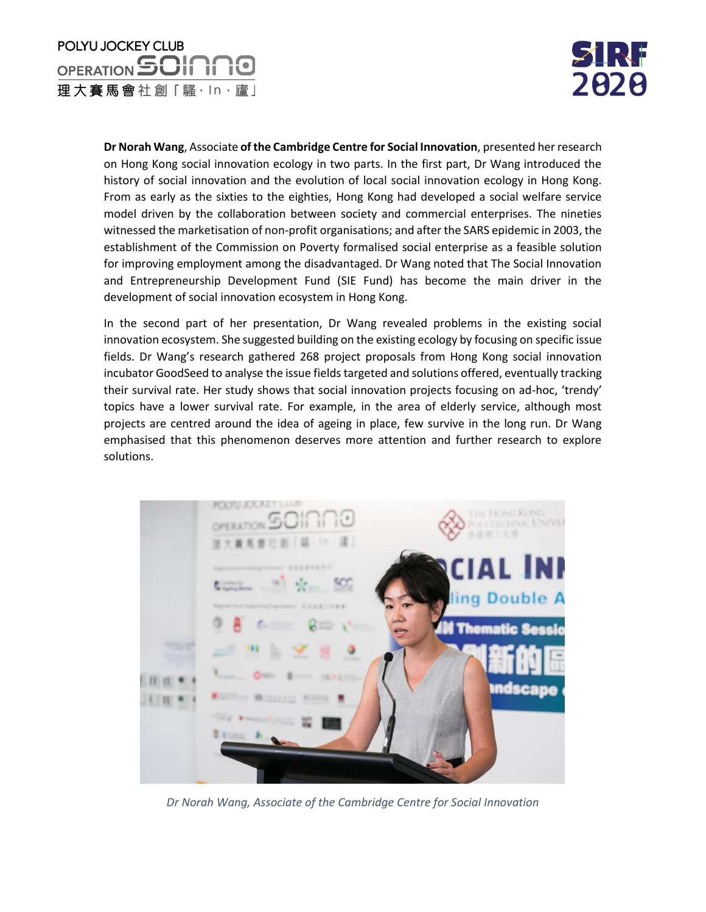**Dr Norah Wang**, Associate **of the Cambridge Centre for Social Innovation**, presented her research on Hong Kong social innovation ecology in two parts. In the first part, Dr Wang introduced the history of social innovation and the evolution of local social innovation ecology in Hong Kong. From as early as the sixties to the eighties, Hong Kong had developed a social welfare service model driven by the collaboration between society and commercial enterprises. The nineties witnessed the marketisation of non-profit organisations; and after the SARS epidemic in 2003, the establishment of the Commission on Poverty formalised social enterprise as a feasible solution for improving employment among the disadvantaged. Dr Wang noted that The Social Innovation and Entrepreneurship Development Fund (SIE Fund) has become the main driver in the development of social innovation ecosystem in Hong Kong.

In the second part of her presentation, Dr Wang revealed problems in the existing social innovation ecosystem. She suggested building on the existing ecology by focusing on specific issue fields. Dr Wang's research gathered 268 project proposals from Hong Kong social innovation incubator GoodSeed to analyse the issue fields targeted and solutions offered, eventually tracking their survival rate. Her study shows that social innovation projects focusing on ad-hoc, 'trendy' topics have a lower survival rate. For example, in the area of elderly service, although most projects are centred around the idea of ageing in place, few survive in the long run. Dr Wang emphasised that this phenomenon deserves more attention and further research to explore solutions.

*Dr Norah Wang, Associate of the Cambridge Centre for Social Innovation*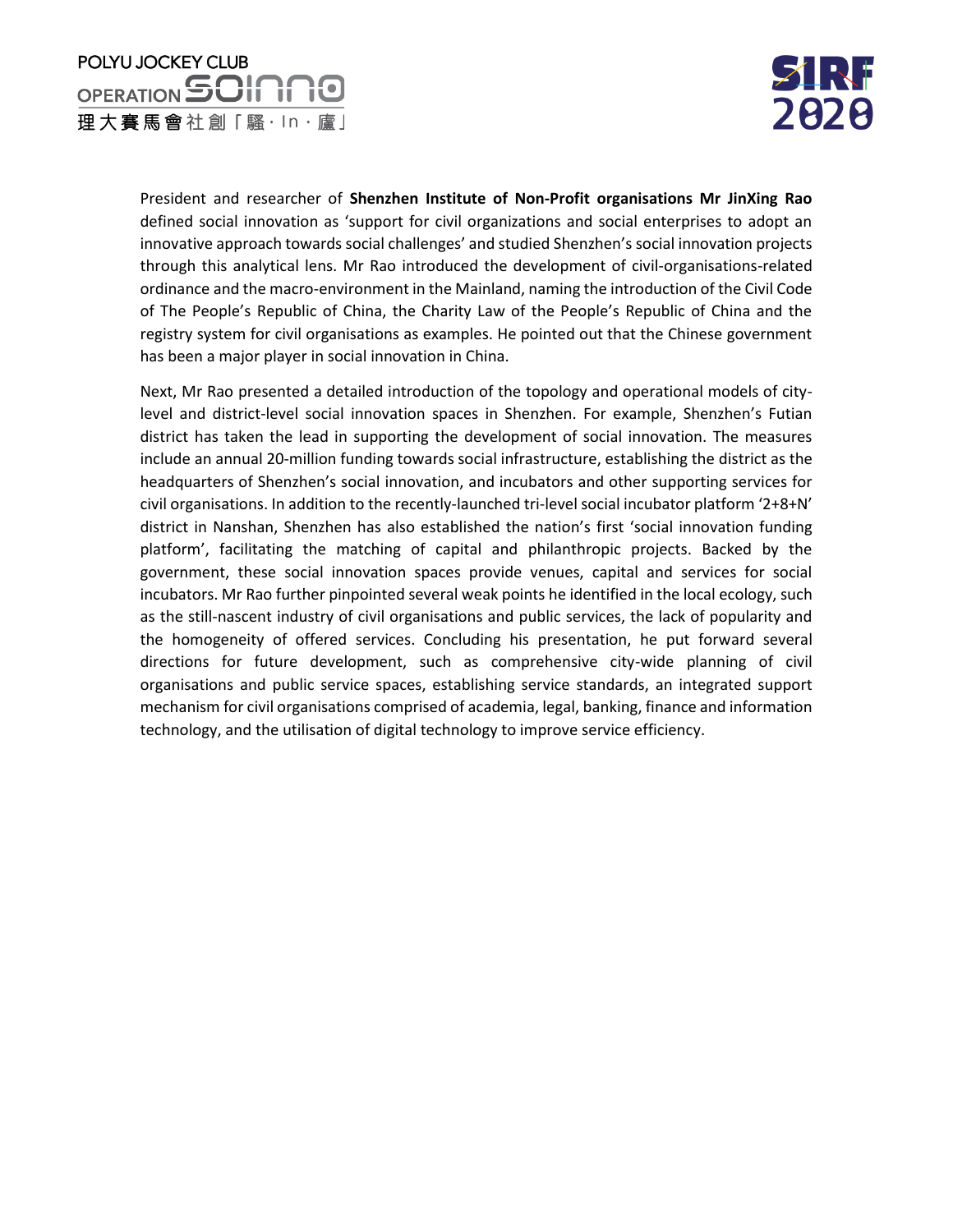President and researcher of **Shenzhen Institute of Non-Profit organisations Mr JinXing Rao** defined social innovation as 'support for civil organizations and social enterprises to adopt an innovative approach towards social challenges' and studied Shenzhen's social innovation projects through this analytical lens. Mr Rao introduced the development of civil-organisations-related ordinance and the macro-environment in the Mainland, naming the introduction of the Civil Code of The People's Republic of China, the Charity Law of the People's Republic of China and the registry system for civil organisations as examples. He pointed out that the Chinese government has been a major player in social innovation in China.

Next, Mr Rao presented a detailed introduction of the topology and operational models of city-level and district-level social innovation spaces in Shenzhen. For example, Shenzhen's Futian district has taken the lead in supporting the development of social innovation. The measures include an annual 20-million funding towards social infrastructure, establishing the district as the headquarters of Shenzhen's social innovation, and incubators and other supporting services for civil organisations. In addition to the recently-launched tri-level social incubator platform '2+8+N' district in Nanshan, Shenzhen has also established the nation's first 'social innovation funding platform', facilitating the matching of capital and philanthropic projects. Backed by the government, these social innovation spaces provide venues, capital and services for social incubators. Mr Rao further pinpointed several weak points he identified in the local ecology, such as the still-nascent industry of civil organisations and public services, the lack of popularity and the homogeneity of offered services. Concluding his presentation, he put forward several directions for future development, such as comprehensive city-wide planning of civil organisations and public service spaces, establishing service standards, an integrated support mechanism for civil organisations comprised of academia, legal, banking, finance and information technology, and the utilisation of digital technology to improve service efficiency.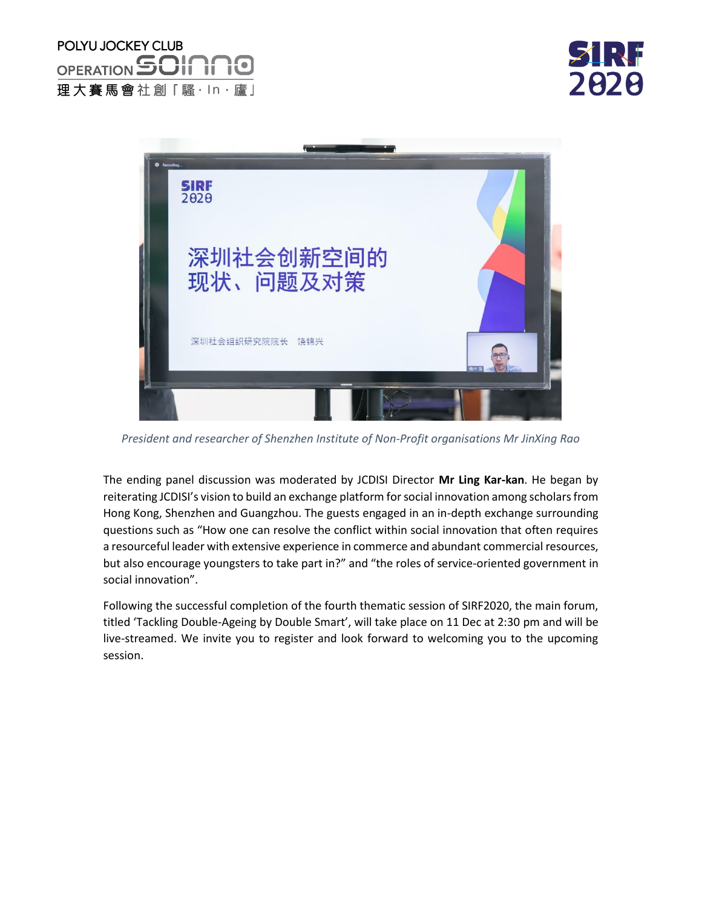*President and researcher of Shenzhen Institute of Non-Profit organisations Mr JinXing Rao*

The ending panel discussion was moderated by JCDISI Director **Mr Ling Kar-kan**. He began by reiterating JCDISI's vision to build an exchange platform for social innovation among scholars from Hong Kong, Shenzhen and Guangzhou. The guests engaged in an in-depth exchange surrounding questions such as "How one can resolve the conflict within social innovation that often requires a resourceful leader with extensive experience in commerce and abundant commercial resources, but also encourage youngsters to take part in?" and "the roles of service-oriented government in social innovation".

Following the successful completion of the fourth thematic session of SIRF2020, the main forum, titled 'Tackling Double-Ageing by Double Smart', will take place on 11 Dec at 2:30 pm and will be live-streamed. We invite you to register and look forward to welcoming you to the upcoming session.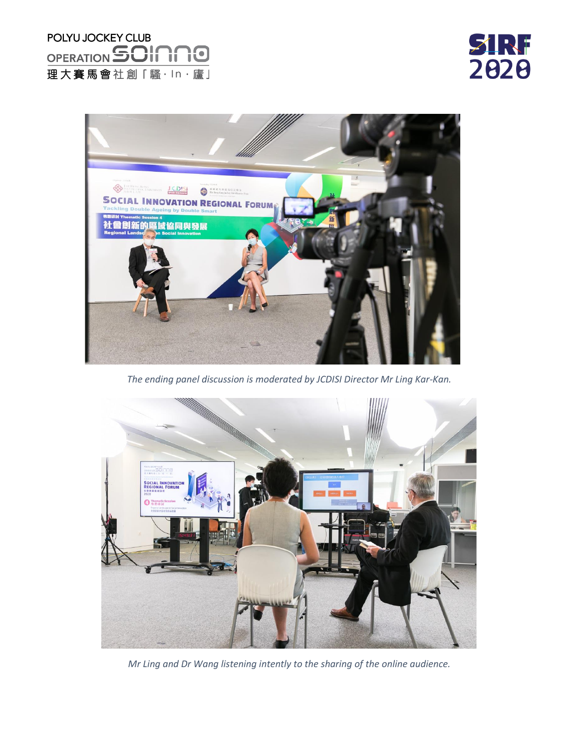*The ending panel discussion is moderated by JCDISI Director Mr Ling Kar-Kan.*

*Mr Ling and Dr Wang listening intently to the sharing of the online audience.*